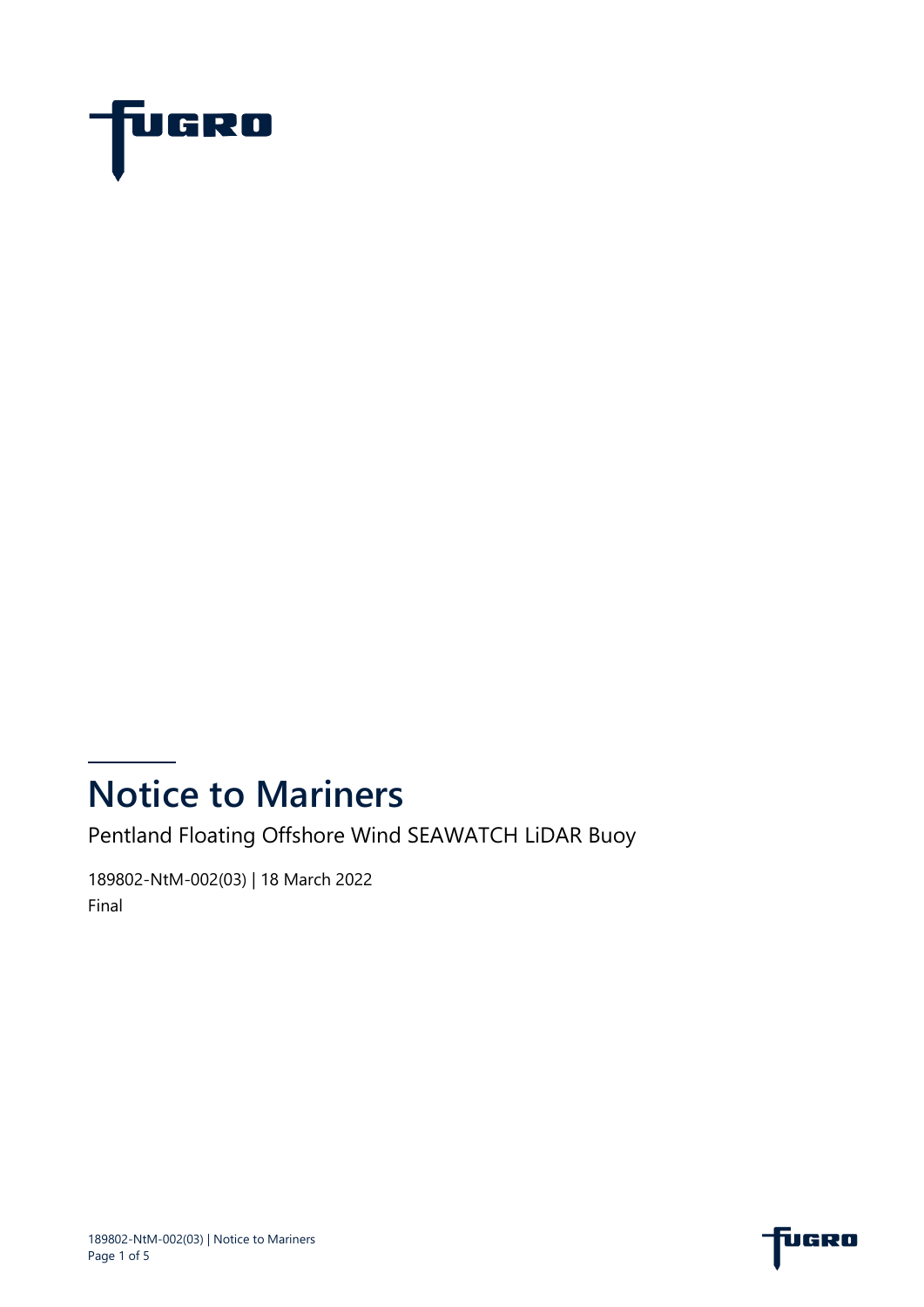# Notice to Mariners

Pentland Floating Offshore Wind SEAWATCH LiDAR Buoy

189802-NtM-002(03) | 18 March 2022

Final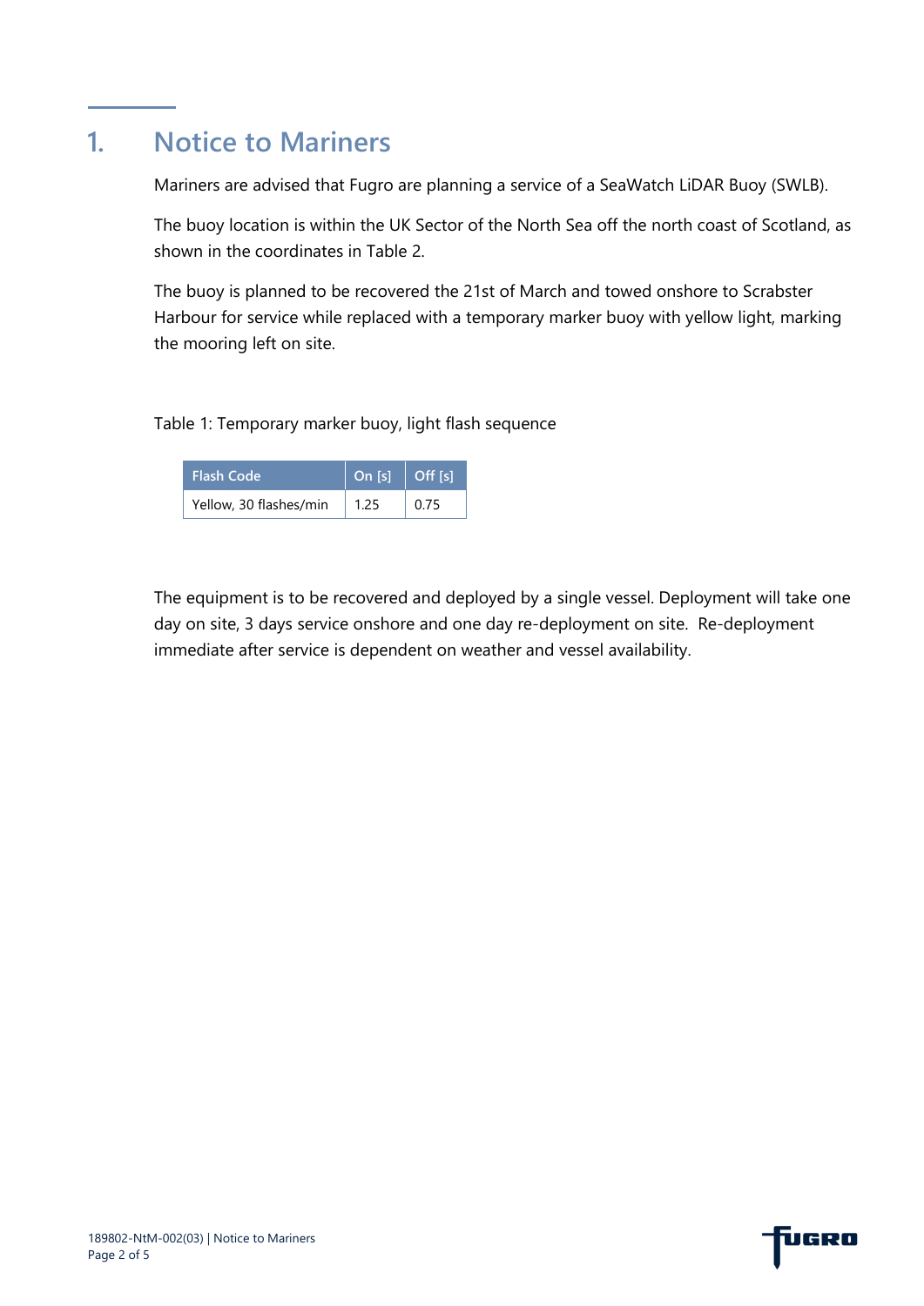# 1. Notice to Mariners

Mariners are advised that Fugro are planning a service of a SeaWatch LiDAR Buoy (SWLB).

The buoy location is within the UK Sector of the North Sea off the north coast of Scotland, as shown in the coordinates in Table 2.

The buoy is planned to be recovered the 21st of March and towed onshore to Scrabster Harbour for service while replaced with a temporary marker buoy with yellow light, marking the mooring left on site.

Table 1: Temporary marker buoy, light flash sequence

| Flash Code | On [s] | Off [s] |
|---|---|---|
| Yellow, 30 flashes/min | 1.25 | 0.75 |

The equipment is to be recovered and deployed by a single vessel. Deployment will take one day on site, 3 days service onshore and one day re-deployment on site. Re-deployment immediate after service is dependent on weather and vessel availability.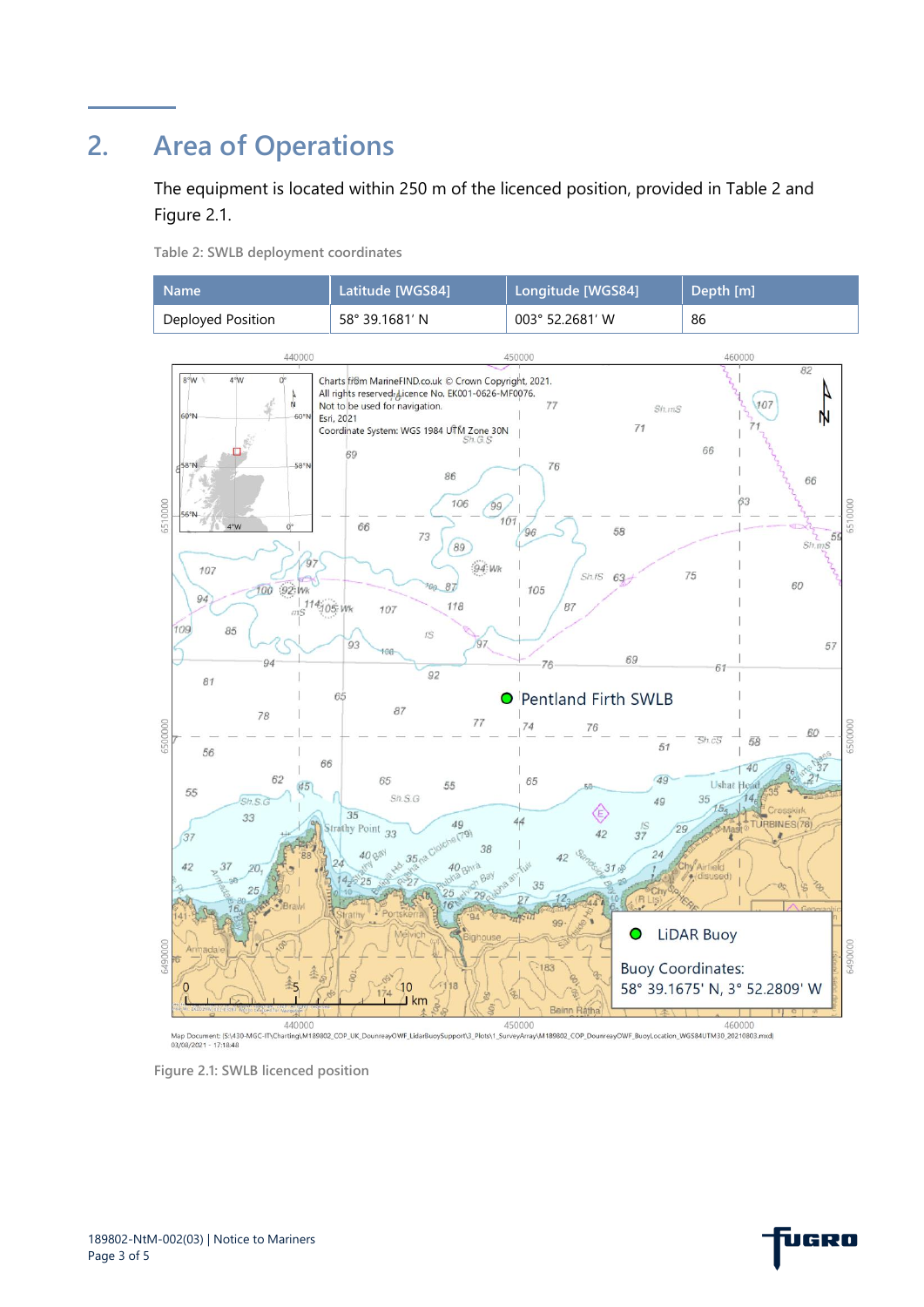## 2. Area of Operations

The equipment is located within 250 m of the licenced position, provided in Table 2 and Figure 2.1.

Table 2: SWLB deployment coordinates

| Name | Latitude [WGS84] | Longitude [WGS84] | Depth [m] |
|---|---|---|---|
| Deployed Position | 58° 39.1681' N | 003° 52.2681' W | 86 |

Figure 2.1: SWLB licenced position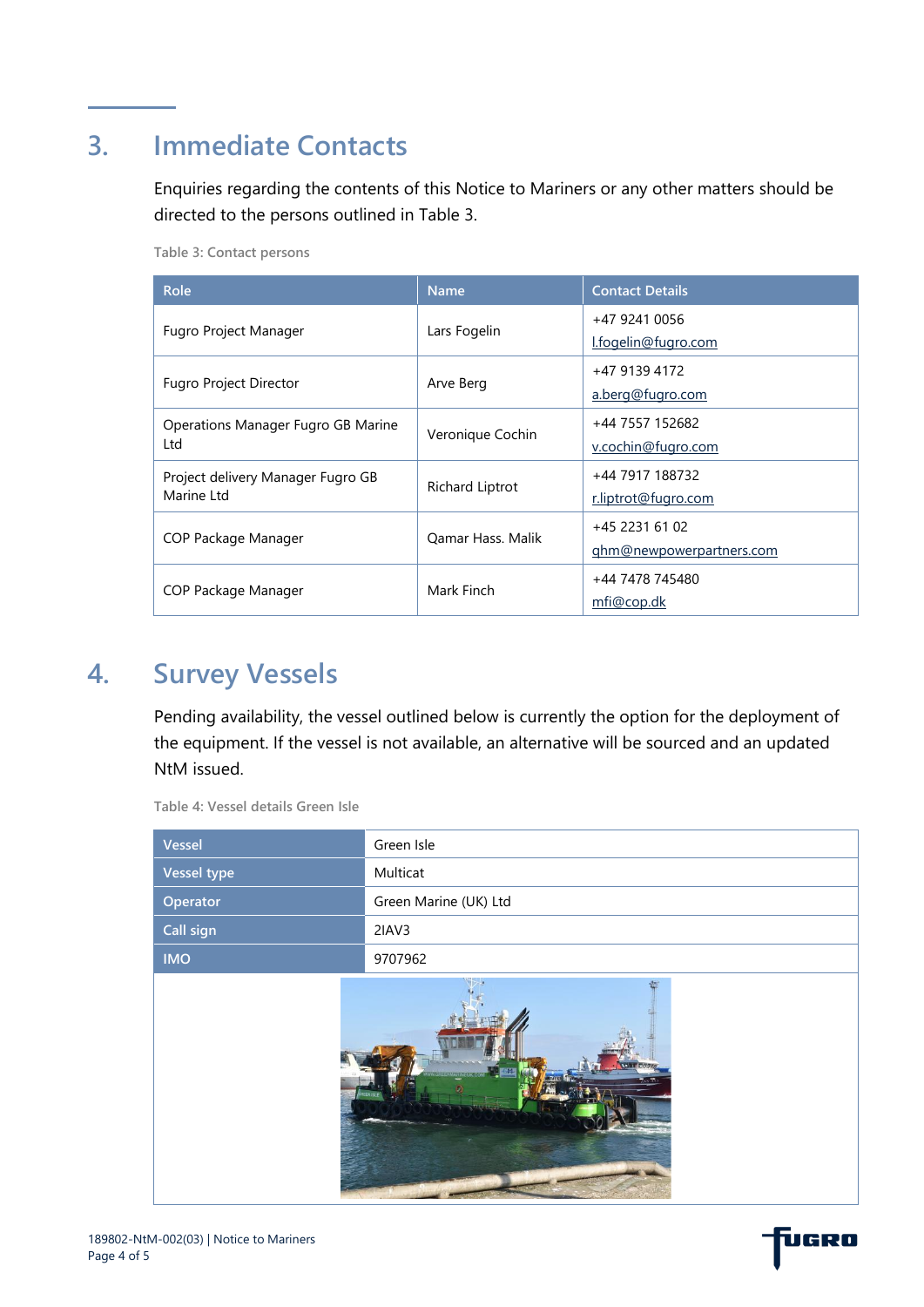# 3. Immediate Contacts

Enquiries regarding the contents of this Notice to Mariners or any other matters should be directed to the persons outlined in Table 3.

Table 3: Contact persons

| Role | Name | Contact Details |
|---|---|---|
| Fugro Project Manager | Lars Fogelin | +47 9241 0056<br>l.fogelin@fugro.com |
| Fugro Project Director | Arve Berg | +47 9139 4172<br>a.berg@fugro.com |
| Operations Manager Fugro GB Marine Ltd | Veronique Cochin | +44 7557 152682<br>v.cochin@fugro.com |
| Project delivery Manager Fugro GB Marine Ltd | Richard Liptrot | +44 7917 188732<br>r.liptrot@fugro.com |
| COP Package Manager | Qamar Hass. Malik | +45 2231 61 02<br>qhm@newpowerpartners.com |
| COP Package Manager | Mark Finch | +44 7478 745480<br>mfi@cop.dk |

# 4. Survey Vessels

Pending availability, the vessel outlined below is currently the option for the deployment of the equipment. If the vessel is not available, an alternative will be sourced and an updated NtM issued.

Table 4: Vessel details Green Isle

| Vessel | Green Isle |
|---|---|
| Vessel type | Multicat |
| Operator | Green Marine (UK) Ltd |
| Call sign | 2IAV3 |
| IMO | 9707962 |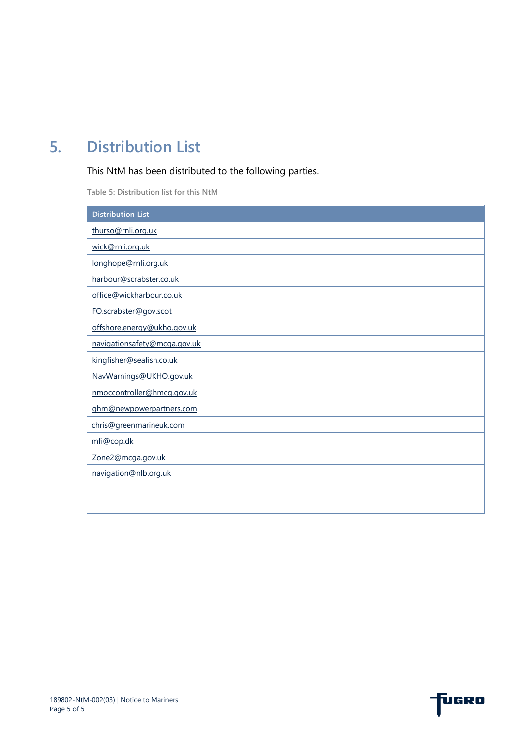# 5. Distribution List

This NtM has been distributed to the following parties.

Table 5: Distribution list for this NtM

| Distribution List |
| --- |
| thurso@rnli.org.uk |
| wick@rnli.org.uk |
| longhope@rnli.org.uk |
| harbour@scrabster.co.uk |
| office@wickharbour.co.uk |
| FO.scrabster@gov.scot |
| offshore.energy@ukho.gov.uk |
| navigationsafety@mcga.gov.uk |
| kingfisher@seafish.co.uk |
| NavWarnings@UKHO.gov.uk |
| nmoccontroller@hmcg.gov.uk |
| ghm@newpowerpartners.com |
| chris@greenmarineuk.com |
| mfi@cop.dk |
| Zone2@mcga.gov.uk |
| navigation@nlb.org.uk |
| |
| |